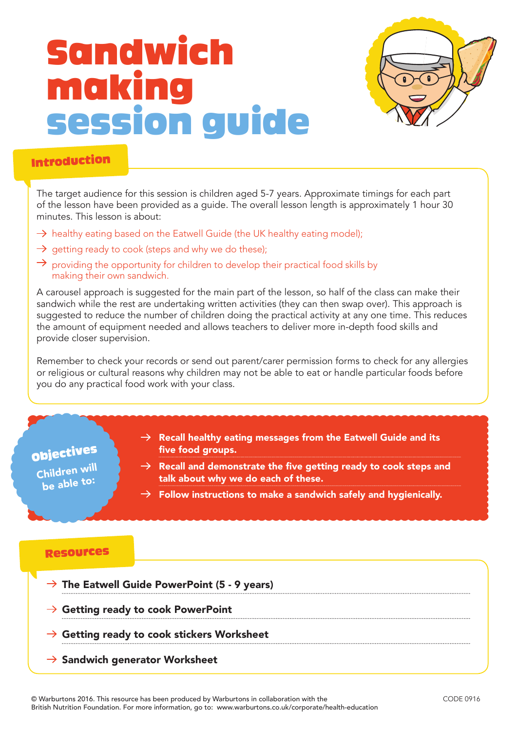# Sandwich making session guide

## Introduction

The target audience for this session is children aged 5-7 years. Approximate timings for each part of the lesson have been provided as a guide. The overall lesson length is approximately 1 hour 30 minutes. This lesson is about:

- → healthy eating based on the Eatwell Guide (the UK healthy eating model);
- → getting ready to cook (steps and why we do these);
- → providing the opportunity for children to develop their practical food skills by making their own sandwich.

A carousel approach is suggested for the main part of the lesson, so half of the class can make their sandwich while the rest are undertaking written activities (they can then swap over). This approach is suggested to reduce the number of children doing the practical activity at any one time. This reduces the amount of equipment needed and allows teachers to deliver more in-depth food skills and provide closer supervision.

Remember to check your records or send out parent/carer permission forms to check for any allergies or religious or cultural reasons why children may not be able to eat or handle particular foods before you do any practical food work with your class.

## Objectives

Children will be able to:

- → **Recall healthy eating messages from the Eatwell Guide and its five food groups.**
- → **Recall and demonstrate the five getting ready to cook steps and talk about why we do each of these.**
- → **Follow instructions to make a sandwich safely and hygienically.**

## Resources

- → **The Eatwell Guide PowerPoint (5 - 9 years)**
- → **Getting ready to cook PowerPoint**
- → **Getting ready to cook stickers Worksheet**
- → **Sandwich generator Worksheet**

© Warburtons 2016. This resource has been produced by Warburtons in collaboration with the British Nutrition Foundation. For more information, go to: www.warburtons.co.uk/corporate/health-education

CODE 0916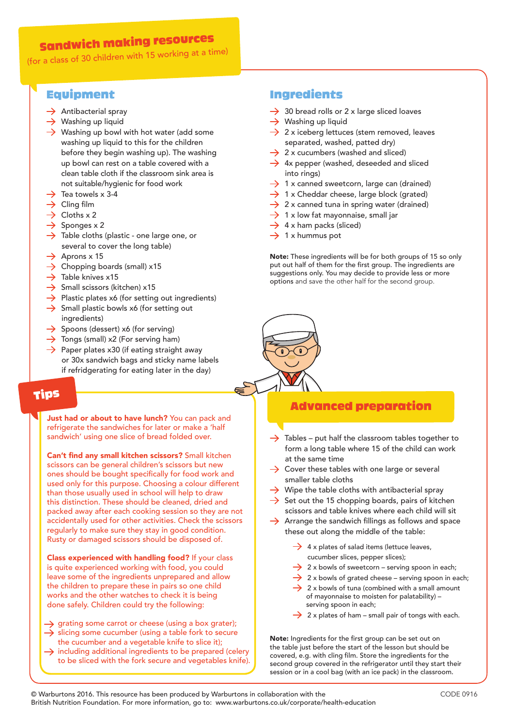# Sandwich making resources

(for a class of 30 children with 15 working at a time)

## Equipment

- Antibacterial spray
- Washing up liquid
- Washing up bowl with hot water (add some washing up liquid to this for the children before they begin washing up). The washing up bowl can rest on a table covered with a clean table cloth if the classroom sink area is not suitable/hygienic for food work
- Tea towels x 3-4
- Cling film
- Cloths x 2
- Sponges x 2
- Table cloths (plastic - one large one, or several to cover the long table)
- Aprons x 15
- Chopping boards (small) x15
- Table knives x15
- Small scissors (kitchen) x15
- Plastic plates x6 (for setting out ingredients)
- Small plastic bowls x6 (for setting out ingredients)
- Spoons (dessert) x6 (for serving)
- Tongs (small) x2 (For serving ham)
- Paper plates x30 (if eating straight away or 30x sandwich bags and sticky name labels if refridgerating for eating later in the day)

## Ingredients

- 30 bread rolls or 2 x large sliced loaves
- Washing up liquid
- 2 x iceberg lettuces (stem removed, leaves separated, washed, patted dry)
- 2 x cucumbers (washed and sliced)
- 4x pepper (washed, deseeded and sliced into rings)
- 1 x canned sweetcorn, large can (drained)
- 1 x Cheddar cheese, large block (grated)
- 2 x canned tuna in spring water (drained)
- 1 x low fat mayonnaise, small jar
- 4 x ham packs (sliced)
- 1 x hummus pot

**Note:** These ingredients will be for both groups of 15 so only put out half of them for the first group. The ingredients are suggestions only. You may decide to provide less or more options and save the other half for the second group.

## Tips

**Just had or about to have lunch?** You can pack and refrigerate the sandwiches for later or make a 'half sandwich' using one slice of bread folded over.

**Can't find any small kitchen scissors?** Small kitchen scissors can be general children's scissors but new ones should be bought specifically for food work and used only for this purpose. Choosing a colour different than those usually used in school will help to draw this distinction. These should be cleaned, dried and packed away after each cooking session so they are not accidentally used for other activities. Check the scissors regularly to make sure they stay in good condition. Rusty or damaged scissors should be disposed of.

**Class experienced with handling food?** If your class is quite experienced working with food, you could leave some of the ingredients unprepared and allow the children to prepare these in pairs so one child works and the other watches to check it is being done safely. Children could try the following:

- grating some carrot or cheese (using a box grater);
- slicing some cucumber (using a table fork to secure the cucumber and a vegetable knife to slice it);
- including additional ingredients to be prepared (celery to be sliced with the fork secure and vegetables knife).

## Advanced preparation

- Tables – put half the classroom tables together to form a long table where 15 of the child can work at the same time
- Cover these tables with one large or several smaller table cloths
- Wipe the table cloths with antibacterial spray
- Set out the 15 chopping boards, pairs of kitchen scissors and table knives where each child will sit
- Arrange the sandwich fillings as follows and space these out along the middle of the table:
  - 4 x plates of salad items (lettuce leaves, cucumber slices, pepper slices);
  - 2 x bowls of sweetcorn – serving spoon in each;
  - 2 x bowls of grated cheese – serving spoon in each;
  - 2 x bowls of tuna (combined with a small amount of mayonnaise to moisten for palatability) – serving spoon in each;
  - 2 x plates of ham – small pair of tongs with each.

**Note:** Ingredients for the first group can be set out on the table just before the start of the lesson but should be covered, e.g. with cling film. Store the ingredients for the second group covered in the refrigerator until they start their session or in a cool bag (with an ice pack) in the classroom.

© Warburtons 2016. This resource has been produced by Warburtons in collaboration with the British Nutrition Foundation. For more information, go to: www.warburtons.co.uk/corporate/health-education

CODE 0916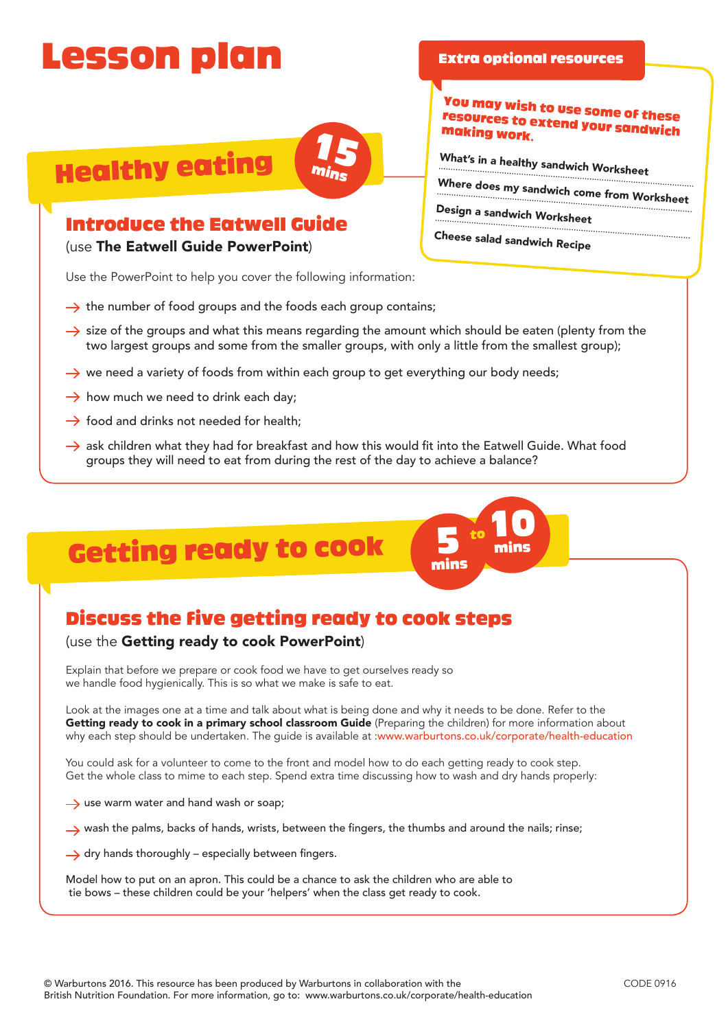# Lesson plan

## Extra optional resources

**You may wish to use some of these resources to extend your sandwich making work.**

- What's in a healthy sandwich Worksheet
- Where does my sandwich come from Worksheet
- Design a sandwich Worksheet
- Cheese salad sandwich Recipe

## Healthy eating 15 mins

### Introduce the Eatwell Guide

(use **The Eatwell Guide PowerPoint**)

Use the PowerPoint to help you cover the following information:

- → the number of food groups and the foods each group contains;
- → size of the groups and what this means regarding the amount which should be eaten (plenty from the two largest groups and some from the smaller groups, with only a little from the smallest group);
- → we need a variety of foods from within each group to get everything our body needs;
- → how much we need to drink each day;
- → food and drinks not needed for health;
- → ask children what they had for breakfast and how this would fit into the Eatwell Guide. What food groups they will need to eat from during the rest of the day to achieve a balance?

## Getting ready to cook 5 to 10 mins

### Discuss the five getting ready to cook steps

(use the **Getting ready to cook PowerPoint**)

Explain that before we prepare or cook food we have to get ourselves ready so we handle food hygienically. This is so what we make is safe to eat.

Look at the images one at a time and talk about what is being done and why it needs to be done. Refer to the **Getting ready to cook in a primary school classroom Guide** (Preparing the children) for more information about why each step should be undertaken. The guide is available at :www.warburtons.co.uk/corporate/health-education

You could ask for a volunteer to come to the front and model how to do each getting ready to cook step. Get the whole class to mime to each step. Spend extra time discussing how to wash and dry hands properly:

- → use warm water and hand wash or soap;
- → wash the palms, backs of hands, wrists, between the fingers, the thumbs and around the nails; rinse;
- → dry hands thoroughly – especially between fingers.

Model how to put on an apron. This could be a chance to ask the children who are able to tie bows – these children could be your 'helpers' when the class get ready to cook.

© Warburtons 2016. This resource has been produced by Warburtons in collaboration with the British Nutrition Foundation. For more information, go to: www.warburtons.co.uk/corporate/health-education

CODE 0916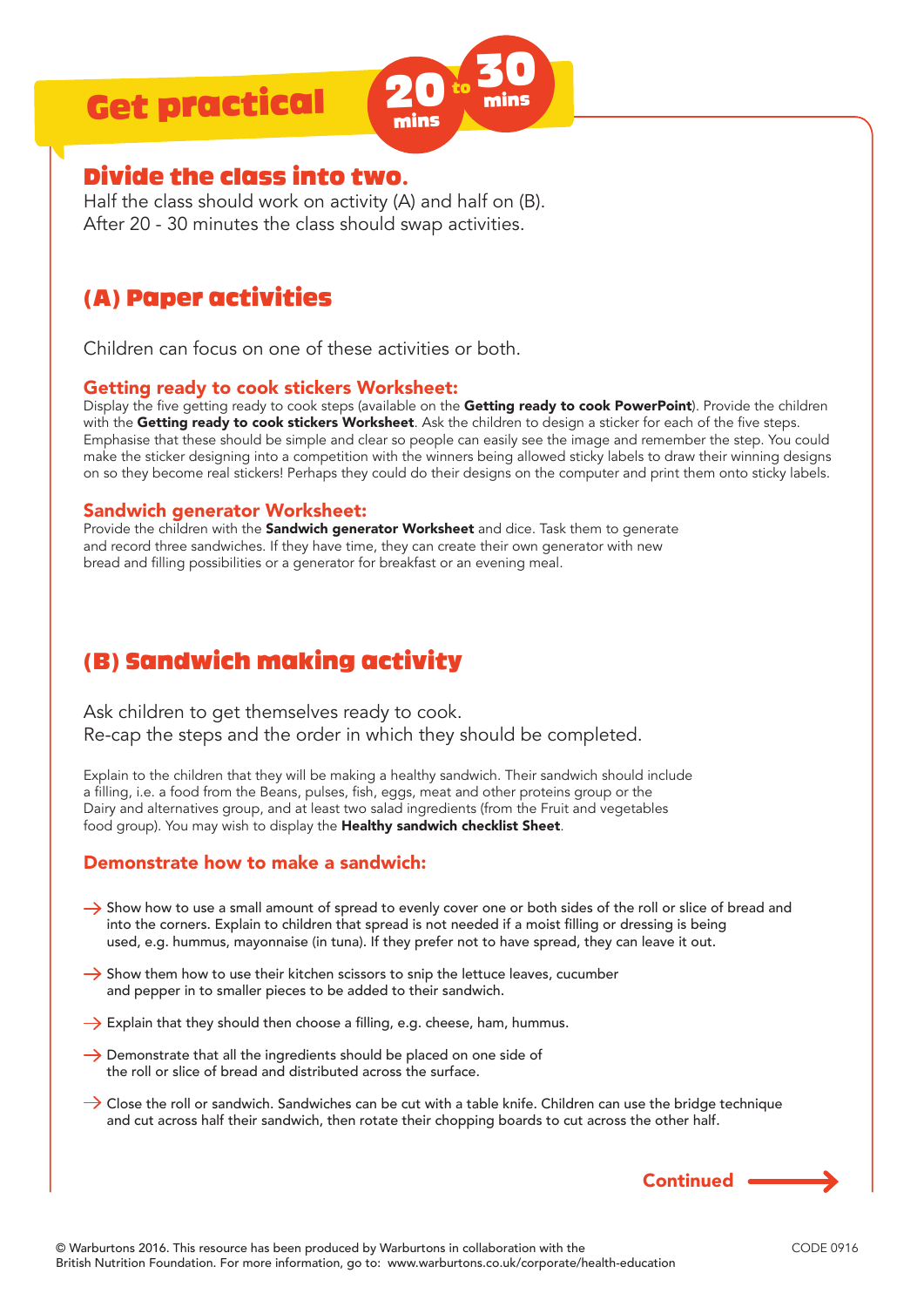# Get practical

20 to 30 mins

## Divide the class into two.

Half the class should work on activity (A) and half on (B).
After 20 - 30 minutes the class should swap activities.

## (A) Paper activities

Children can focus on one of these activities or both.

### Getting ready to cook stickers Worksheet:

Display the five getting ready to cook steps (available on the **Getting ready to cook PowerPoint**). Provide the children with the **Getting ready to cook stickers Worksheet**. Ask the children to design a sticker for each of the five steps. Emphasise that these should be simple and clear so people can easily see the image and remember the step. You could make the sticker designing into a competition with the winners being allowed sticky labels to draw their winning designs on so they become real stickers! Perhaps they could do their designs on the computer and print them onto sticky labels.

### Sandwich generator Worksheet:

Provide the children with the **Sandwich generator Worksheet** and dice. Task them to generate and record three sandwiches. If they have time, they can create their own generator with new bread and filling possibilities or a generator for breakfast or an evening meal.

## (B) Sandwich making activity

Ask children to get themselves ready to cook.
Re-cap the steps and the order in which they should be completed.

Explain to the children that they will be making a healthy sandwich. Their sandwich should include a filling, i.e. a food from the Beans, pulses, fish, eggs, meat and other proteins group or the Dairy and alternatives group, and at least two salad ingredients (from the Fruit and vegetables food group). You may wish to display the **Healthy sandwich checklist Sheet**.

### Demonstrate how to make a sandwich:

- Show how to use a small amount of spread to evenly cover one or both sides of the roll or slice of bread and into the corners. Explain to children that spread is not needed if a moist filling or dressing is being used, e.g. hummus, mayonnaise (in tuna). If they prefer not to have spread, they can leave it out.
- Show them how to use their kitchen scissors to snip the lettuce leaves, cucumber and pepper in to smaller pieces to be added to their sandwich.
- Explain that they should then choose a filling, e.g. cheese, ham, hummus.
- Demonstrate that all the ingredients should be placed on one side of the roll or slice of bread and distributed across the surface.
- Close the roll or sandwich. Sandwiches can be cut with a table knife. Children can use the bridge technique and cut across half their sandwich, then rotate their chopping boards to cut across the other half.

Continued →

© Warburtons 2016. This resource has been produced by Warburtons in collaboration with the British Nutrition Foundation. For more information, go to: www.warburtons.co.uk/corporate/health-education

CODE 0916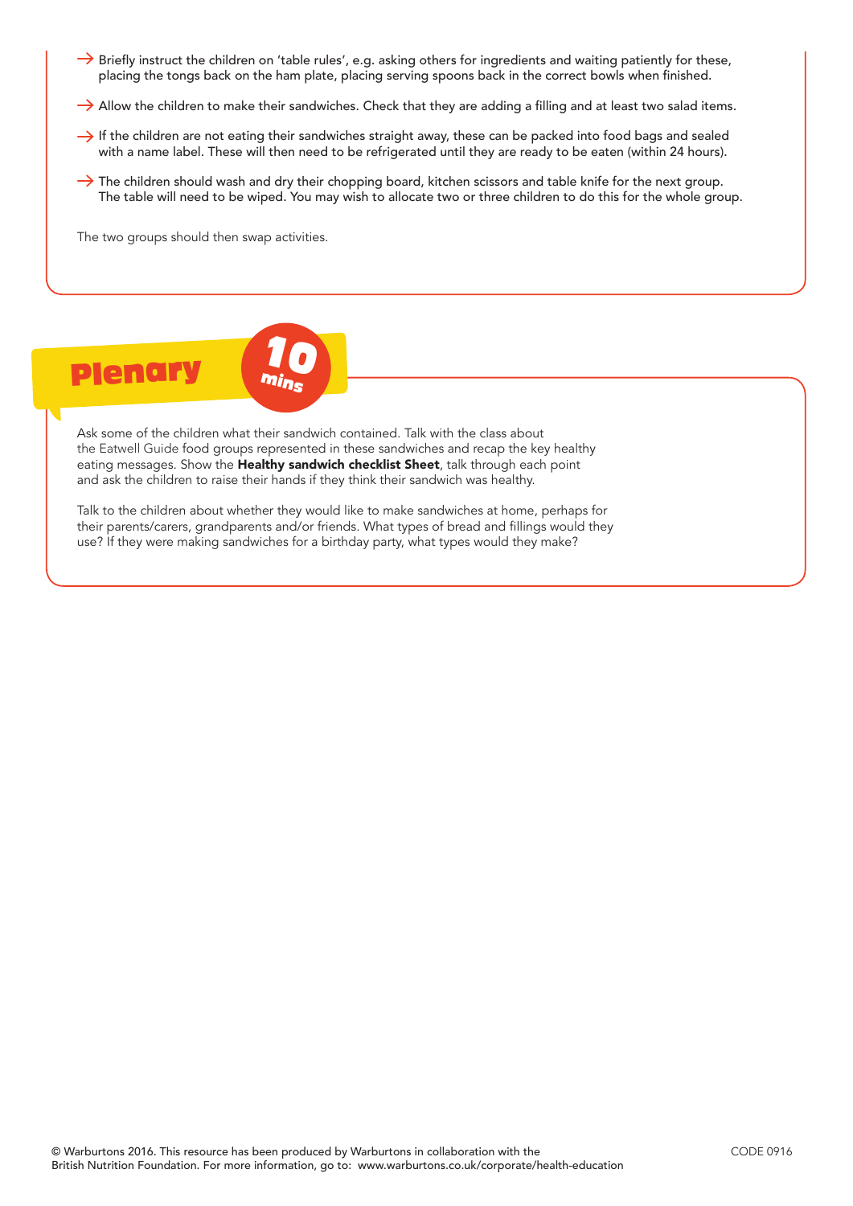- Briefly instruct the children on 'table rules', e.g. asking others for ingredients and waiting patiently for these, placing the tongs back on the ham plate, placing serving spoons back in the correct bowls when finished.
- Allow the children to make their sandwiches. Check that they are adding a filling and at least two salad items.
- If the children are not eating their sandwiches straight away, these can be packed into food bags and sealed with a name label. These will then need to be refrigerated until they are ready to be eaten (within 24 hours).
- The children should wash and dry their chopping board, kitchen scissors and table knife for the next group. The table will need to be wiped. You may wish to allocate two or three children to do this for the whole group.

The two groups should then swap activities.

## Plenary 10 mins

Ask some of the children what their sandwich contained. Talk with the class about the Eatwell Guide food groups represented in these sandwiches and recap the key healthy eating messages. Show the **Healthy sandwich checklist Sheet**, talk through each point and ask the children to raise their hands if they think their sandwich was healthy.

Talk to the children about whether they would like to make sandwiches at home, perhaps for their parents/carers, grandparents and/or friends. What types of bread and fillings would they use? If they were making sandwiches for a birthday party, what types would they make?

© Warburtons 2016. This resource has been produced by Warburtons in collaboration with the British Nutrition Foundation. For more information, go to: www.warburtons.co.uk/corporate/health-education

CODE 0916